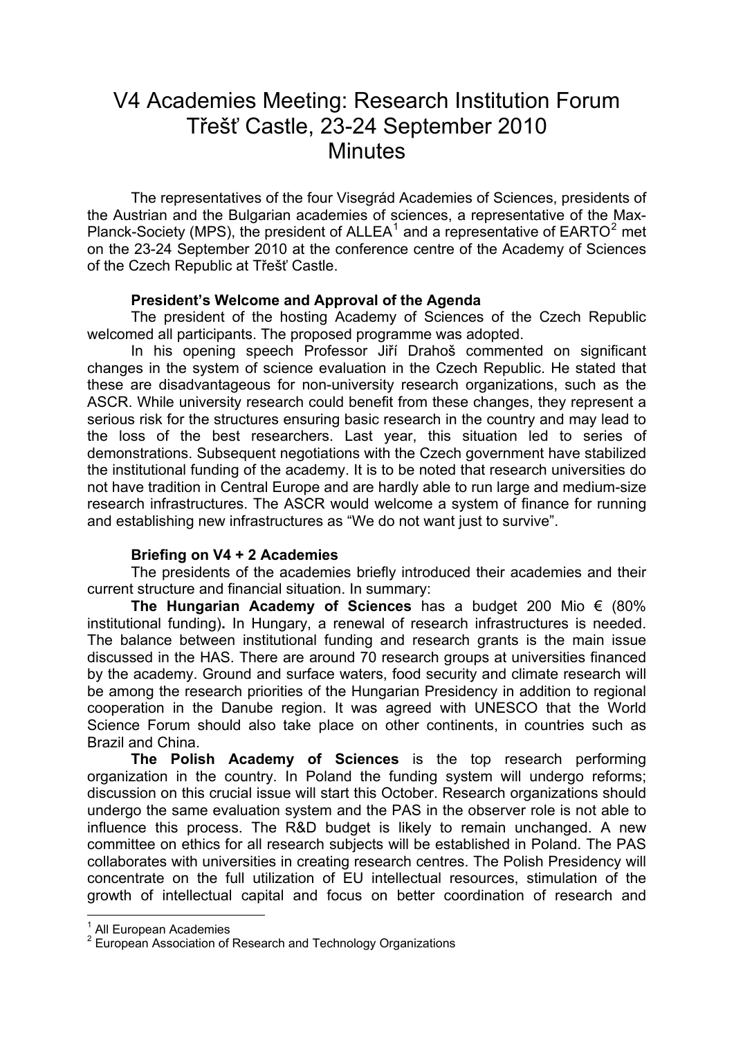# V4 Academies Meeting: Research Institution Forum
# Třešť Castle, 23-24 September 2010
# Minutes

The representatives of the four Visegrád Academies of Sciences, presidents of the Austrian and the Bulgarian academies of sciences, a representative of the Max-Planck-Society (MPS), the president of ALLEA[1] and a representative of EARTO[2] met on the 23-24 September 2010 at the conference centre of the Academy of Sciences of the Czech Republic at Třešť Castle.

### President's Welcome and Approval of the Agenda

The president of the hosting Academy of Sciences of the Czech Republic welcomed all participants. The proposed programme was adopted.

In his opening speech Professor Jiří Drahoš commented on significant changes in the system of science evaluation in the Czech Republic. He stated that these are disadvantageous for non-university research organizations, such as the ASCR. While university research could benefit from these changes, they represent a serious risk for the structures ensuring basic research in the country and may lead to the loss of the best researchers. Last year, this situation led to series of demonstrations. Subsequent negotiations with the Czech government have stabilized the institutional funding of the academy. It is to be noted that research universities do not have tradition in Central Europe and are hardly able to run large and medium-size research infrastructures. The ASCR would welcome a system of finance for running and establishing new infrastructures as "We do not want just to survive".

### Briefing on V4 + 2 Academies

The presidents of the academies briefly introduced their academies and their current structure and financial situation. In summary:

**The Hungarian Academy of Sciences** has a budget 200 Mio € (80% institutional funding)**.** In Hungary, a renewal of research infrastructures is needed. The balance between institutional funding and research grants is the main issue discussed in the HAS. There are around 70 research groups at universities financed by the academy. Ground and surface waters, food security and climate research will be among the research priorities of the Hungarian Presidency in addition to regional cooperation in the Danube region. It was agreed with UNESCO that the World Science Forum should also take place on other continents, in countries such as Brazil and China.

**The Polish Academy of Sciences** is the top research performing organization in the country. In Poland the funding system will undergo reforms; discussion on this crucial issue will start this October. Research organizations should undergo the same evaluation system and the PAS in the observer role is not able to influence this process. The R&D budget is likely to remain unchanged. A new committee on ethics for all research subjects will be established in Poland. The PAS collaborates with universities in creating research centres. The Polish Presidency will concentrate on the full utilization of EU intellectual resources, stimulation of the growth of intellectual capital and focus on better coordination of research and

---

[1] All European Academies

[2] European Association of Research and Technology Organizations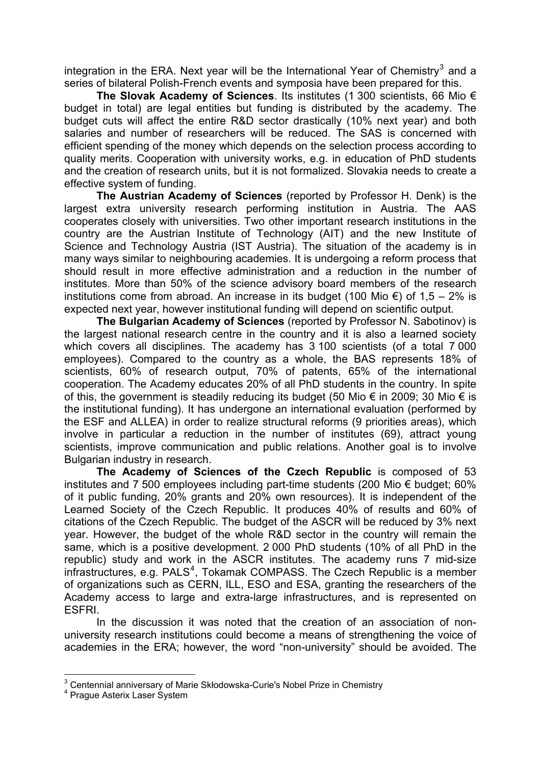integration in the ERA. Next year will be the International Year of Chemistry[3] and a series of bilateral Polish-French events and symposia have been prepared for this.

**The Slovak Academy of Sciences**. Its institutes (1 300 scientists, 66 Mio € budget in total) are legal entities but funding is distributed by the academy. The budget cuts will affect the entire R&D sector drastically (10% next year) and both salaries and number of researchers will be reduced. The SAS is concerned with efficient spending of the money which depends on the selection process according to quality merits. Cooperation with university works, e.g. in education of PhD students and the creation of research units, but it is not formalized. Slovakia needs to create a effective system of funding.

**The Austrian Academy of Sciences** (reported by Professor H. Denk) is the largest extra university research performing institution in Austria. The AAS cooperates closely with universities. Two other important research institutions in the country are the Austrian Institute of Technology (AIT) and the new Institute of Science and Technology Austria (IST Austria). The situation of the academy is in many ways similar to neighbouring academies. It is undergoing a reform process that should result in more effective administration and a reduction in the number of institutes. More than 50% of the science advisory board members of the research institutions come from abroad. An increase in its budget (100 Mio €) of 1,5 – 2% is expected next year, however institutional funding will depend on scientific output.

**The Bulgarian Academy of Sciences** (reported by Professor N. Sabotinov) is the largest national research centre in the country and it is also a learned society which covers all disciplines. The academy has 3 100 scientists (of a total 7 000 employees). Compared to the country as a whole, the BAS represents 18% of scientists, 60% of research output, 70% of patents, 65% of the international cooperation. The Academy educates 20% of all PhD students in the country. In spite of this, the government is steadily reducing its budget (50 Mio € in 2009; 30 Mio € is the institutional funding). It has undergone an international evaluation (performed by the ESF and ALLEA) in order to realize structural reforms (9 priorities areas), which involve in particular a reduction in the number of institutes (69), attract young scientists, improve communication and public relations. Another goal is to involve Bulgarian industry in research.

**The Academy of Sciences of the Czech Republic** is composed of 53 institutes and 7 500 employees including part-time students (200 Mio € budget; 60% of it public funding, 20% grants and 20% own resources). It is independent of the Learned Society of the Czech Republic. It produces 40% of results and 60% of citations of the Czech Republic. The budget of the ASCR will be reduced by 3% next year. However, the budget of the whole R&D sector in the country will remain the same, which is a positive development. 2 000 PhD students (10% of all PhD in the republic) study and work in the ASCR institutes. The academy runs 7 mid-size infrastructures, e.g. PALS[4], Tokamak COMPASS. The Czech Republic is a member of organizations such as CERN, ILL, ESO and ESA, granting the researchers of the Academy access to large and extra-large infrastructures, and is represented on ESFRI.

In the discussion it was noted that the creation of an association of non-university research institutions could become a means of strengthening the voice of academies in the ERA; however, the word "non-university" should be avoided. The

---

[3] Centennial anniversary of Marie Skłodowska-Curie's Nobel Prize in Chemistry

[4] Prague Asterix Laser System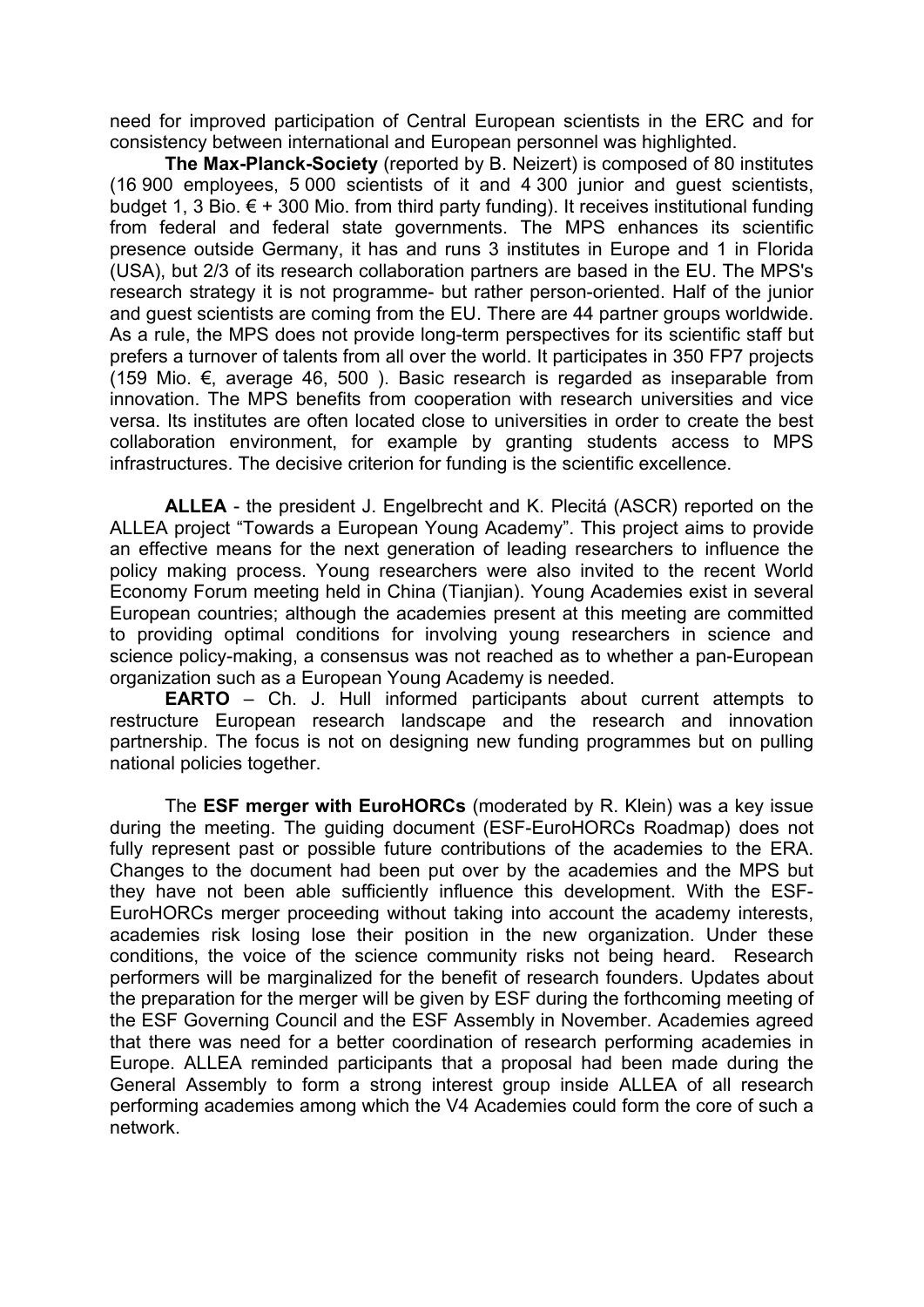need for improved participation of Central European scientists in the ERC and for consistency between international and European personnel was highlighted.

**The Max-Planck-Society** (reported by B. Neizert) is composed of 80 institutes (16 900 employees, 5 000 scientists of it and 4 300 junior and guest scientists, budget 1, 3 Bio. € + 300 Mio. from third party funding). It receives institutional funding from federal and federal state governments. The MPS enhances its scientific presence outside Germany, it has and runs 3 institutes in Europe and 1 in Florida (USA), but 2/3 of its research collaboration partners are based in the EU. The MPS's research strategy it is not programme- but rather person-oriented. Half of the junior and guest scientists are coming from the EU. There are 44 partner groups worldwide. As a rule, the MPS does not provide long-term perspectives for its scientific staff but prefers a turnover of talents from all over the world. It participates in 350 FP7 projects (159 Mio. €, average 46, 500 ). Basic research is regarded as inseparable from innovation. The MPS benefits from cooperation with research universities and vice versa. Its institutes are often located close to universities in order to create the best collaboration environment, for example by granting students access to MPS infrastructures. The decisive criterion for funding is the scientific excellence.

**ALLEA** - the president J. Engelbrecht and K. Plecitá (ASCR) reported on the ALLEA project "Towards a European Young Academy". This project aims to provide an effective means for the next generation of leading researchers to influence the policy making process. Young researchers were also invited to the recent World Economy Forum meeting held in China (Tianjian). Young Academies exist in several European countries; although the academies present at this meeting are committed to providing optimal conditions for involving young researchers in science and science policy-making, a consensus was not reached as to whether a pan-European organization such as a European Young Academy is needed.

**EARTO** – Ch. J. Hull informed participants about current attempts to restructure European research landscape and the research and innovation partnership. The focus is not on designing new funding programmes but on pulling national policies together.

The **ESF merger with EuroHORCs** (moderated by R. Klein) was a key issue during the meeting. The guiding document (ESF-EuroHORCs Roadmap) does not fully represent past or possible future contributions of the academies to the ERA. Changes to the document had been put over by the academies and the MPS but they have not been able sufficiently influence this development. With the ESF-EuroHORCs merger proceeding without taking into account the academy interests, academies risk losing lose their position in the new organization. Under these conditions, the voice of the science community risks not being heard. Research performers will be marginalized for the benefit of research founders. Updates about the preparation for the merger will be given by ESF during the forthcoming meeting of the ESF Governing Council and the ESF Assembly in November. Academies agreed that there was need for a better coordination of research performing academies in Europe. ALLEA reminded participants that a proposal had been made during the General Assembly to form a strong interest group inside ALLEA of all research performing academies among which the V4 Academies could form the core of such a network.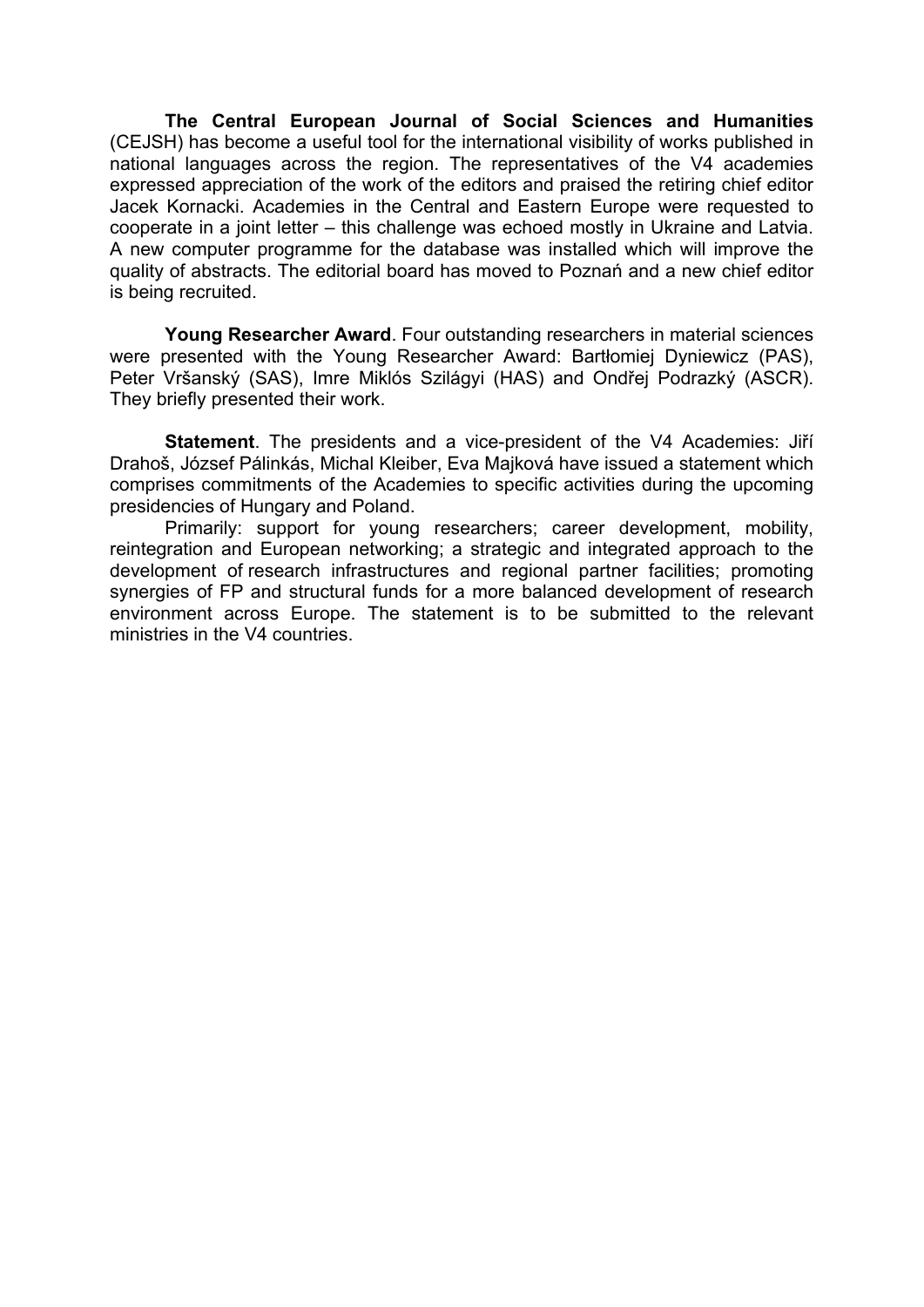**The Central European Journal of Social Sciences and Humanities** (CEJSH) has become a useful tool for the international visibility of works published in national languages across the region. The representatives of the V4 academies expressed appreciation of the work of the editors and praised the retiring chief editor Jacek Kornacki. Academies in the Central and Eastern Europe were requested to cooperate in a joint letter – this challenge was echoed mostly in Ukraine and Latvia. A new computer programme for the database was installed which will improve the quality of abstracts. The editorial board has moved to Poznań and a new chief editor is being recruited.

**Young Researcher Award**. Four outstanding researchers in material sciences were presented with the Young Researcher Award: Bartłomiej Dyniewicz (PAS), Peter Vršanský (SAS), Imre Miklós Szilágyi (HAS) and Ondřej Podrazký (ASCR). They briefly presented their work.

**Statement**. The presidents and a vice-president of the V4 Academies: Jiří Drahoš, József Pálinkás, Michal Kleiber, Eva Majková have issued a statement which comprises commitments of the Academies to specific activities during the upcoming presidencies of Hungary and Poland.

Primarily: support for young researchers; career development, mobility, reintegration and European networking; a strategic and integrated approach to the development of research infrastructures and regional partner facilities; promoting synergies of FP and structural funds for a more balanced development of research environment across Europe. The statement is to be submitted to the relevant ministries in the V4 countries.